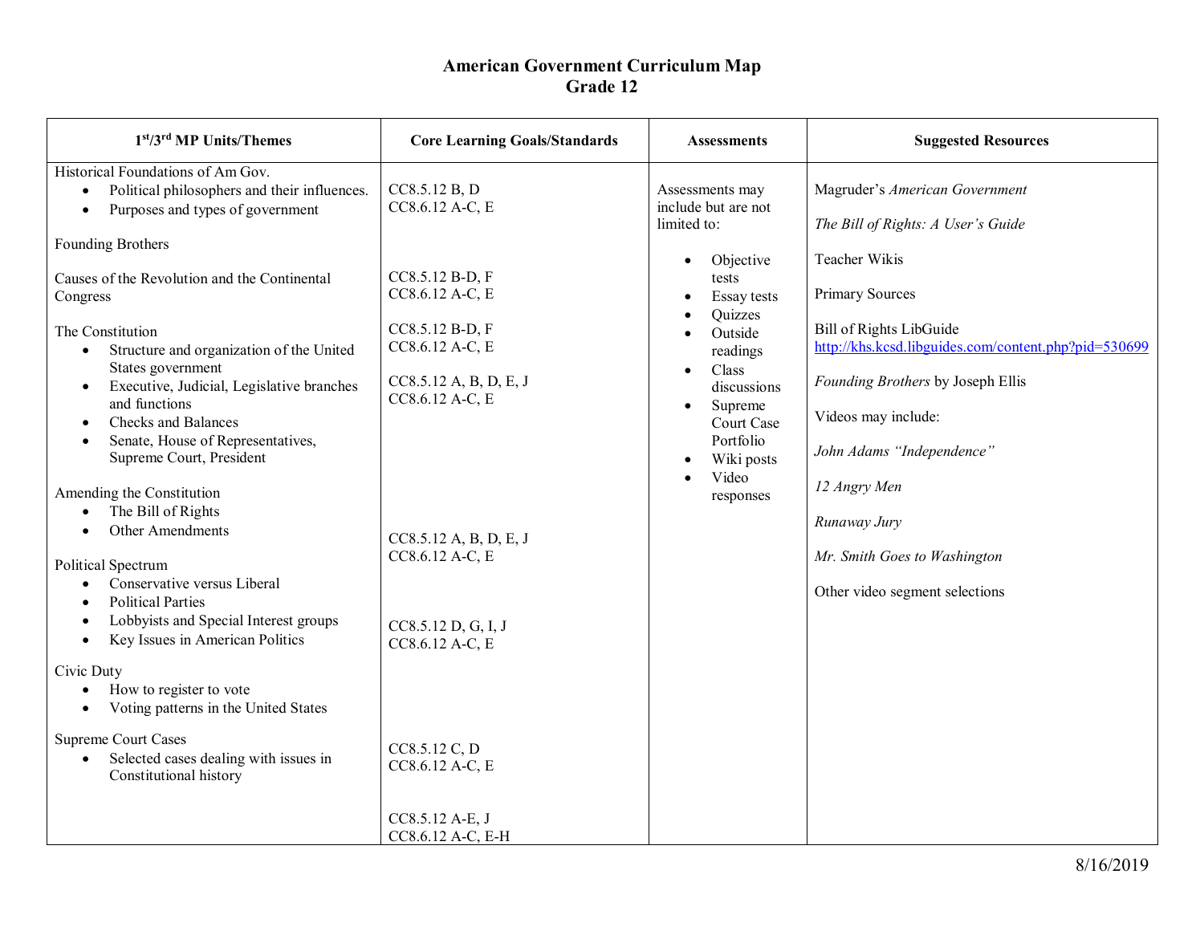# American Government Curriculum Map
## Grade 12

| 1st/3rd MP Units/Themes | Core Learning Goals/Standards | Assessments | Suggested Resources |
|---|---|---|---|
| Historical Foundations of Am Gov.<br>• Political philosophers and their influences.<br>• Purposes and types of government | CC8.5.12 B, D<br>CC8.6.12 A-C, E | Assessments may include but are not limited to:<br>• Objective tests<br>• Essay tests<br>• Quizzes<br>• Outside readings<br>• Class discussions<br>• Supreme Court Case Portfolio<br>• Wiki posts<br>• Video responses | Magruder's *American Government*<br><br>*The Bill of Rights: A User's Guide*<br><br>Teacher Wikis<br><br>Primary Sources<br><br>Bill of Rights LibGuide http://khs.kcsd.libguides.com/content.php?pid=530699<br><br>*Founding Brothers* by Joseph Ellis<br><br>Videos may include:<br><br>*John Adams "Independence"*<br><br>*12 Angry Men*<br><br>*Runaway Jury*<br><br>*Mr. Smith Goes to Washington*<br><br>Other video segment selections |
| Founding Brothers | CC8.5.12 B-D, F<br>CC8.6.12 A-C, E | | |
| Causes of the Revolution and the Continental Congress | CC8.5.12 B-D, F<br>CC8.6.12 A-C, E | | |
| The Constitution<br>• Structure and organization of the United States government<br>• Executive, Judicial, Legislative branches and functions<br>• Checks and Balances<br>• Senate, House of Representatives, Supreme Court, President | CC8.5.12 A, B, D, E, J<br>CC8.6.12 A-C, E | | |
| Amending the Constitution<br>• The Bill of Rights<br>• Other Amendments | CC8.5.12 A, B, D, E, J<br>CC8.6.12 A-C, E | | |
| Political Spectrum<br>• Conservative versus Liberal<br>• Political Parties<br>• Lobbyists and Special Interest groups<br>• Key Issues in American Politics | CC8.5.12 D, G, I, J<br>CC8.6.12 A-C, E | | |
| Civic Duty<br>• How to register to vote<br>• Voting patterns in the United States | CC8.5.12 C, D<br>CC8.6.12 A-C, E | | |
| Supreme Court Cases<br>• Selected cases dealing with issues in Constitutional history | CC8.5.12 A-E, J<br>CC8.6.12 A-C, E-H | | |

8/16/2019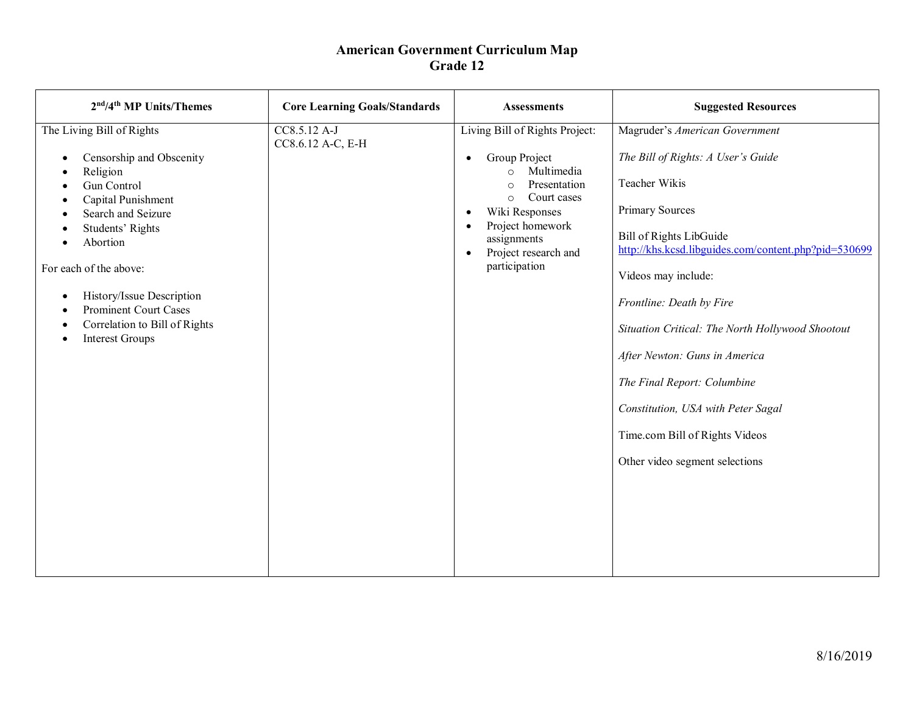# American Government Curriculum Map
## Grade 12

| 2nd/4th MP Units/Themes | Core Learning Goals/Standards | Assessments | Suggested Resources |
|---|---|---|---|
| The Living Bill of Rights<br><br>• Censorship and Obscenity<br>• Religion<br>• Gun Control<br>• Capital Punishment<br>• Search and Seizure<br>• Students' Rights<br>• Abortion<br><br>For each of the above:<br><br>• History/Issue Description<br>• Prominent Court Cases<br>• Correlation to Bill of Rights<br>• Interest Groups | CC8.5.12 A-J<br>CC8.6.12 A-C, E-H | Living Bill of Rights Project:<br><br>• Group Project<br>  ○ Multimedia<br>  ○ Presentation<br>  ○ Court cases<br>• Wiki Responses<br>• Project homework assignments<br>• Project research and participation | Magruder's *American Government*<br><br>*The Bill of Rights: A User's Guide*<br><br>Teacher Wikis<br><br>Primary Sources<br><br>Bill of Rights LibGuide<br>http://khs.kcsd.libguides.com/content.php?pid=530699<br><br>Videos may include:<br><br>*Frontline: Death by Fire*<br><br>*Situation Critical: The North Hollywood Shootout*<br><br>*After Newton: Guns in America*<br><br>*The Final Report: Columbine*<br><br>*Constitution, USA with Peter Sagal*<br><br>Time.com Bill of Rights Videos<br><br>Other video segment selections |

8/16/2019